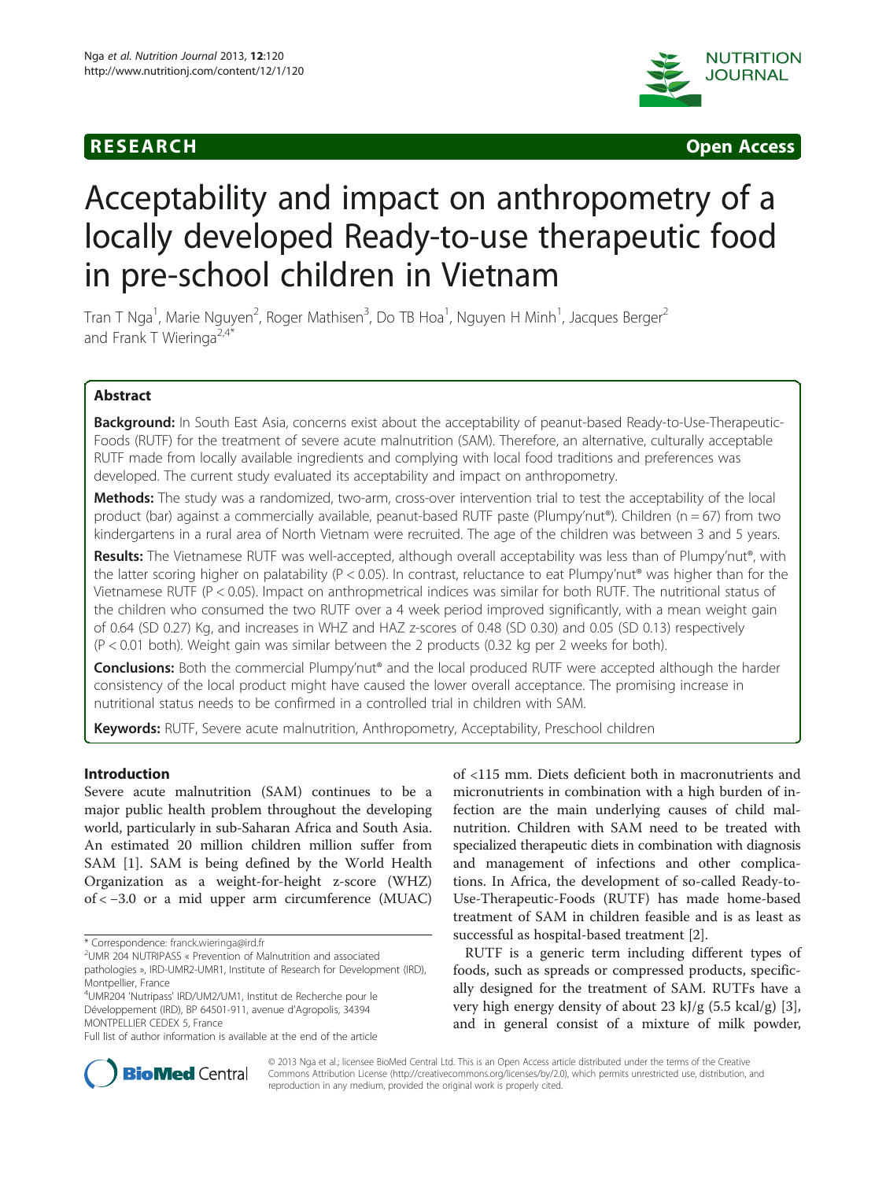**RESEARCH** **Open Access**

# Acceptability and impact on anthropometry of a locally developed Ready-to-use therapeutic food in pre-school children in Vietnam

Tran T Nga[1], Marie Nguyen[2], Roger Mathisen[3], Do TB Hoa[1], Nguyen H Minh[1], Jacques Berger[2] and Frank T Wieringa[2,4*]

## Abstract

**Background:** In South East Asia, concerns exist about the acceptability of peanut-based Ready-to-Use-Therapeutic-Foods (RUTF) for the treatment of severe acute malnutrition (SAM). Therefore, an alternative, culturally acceptable RUTF made from locally available ingredients and complying with local food traditions and preferences was developed. The current study evaluated its acceptability and impact on anthropometry.

**Methods:** The study was a randomized, two-arm, cross-over intervention trial to test the acceptability of the local product (bar) against a commercially available, peanut-based RUTF paste (Plumpy'nut®). Children (n = 67) from two kindergartens in a rural area of North Vietnam were recruited. The age of the children was between 3 and 5 years.

**Results:** The Vietnamese RUTF was well-accepted, although overall acceptability was less than of Plumpy'nut®, with the latter scoring higher on palatability ($P < 0.05$). In contrast, reluctance to eat Plumpy'nut® was higher than for the Vietnamese RUTF ($P < 0.05$). Impact on anthropmetrical indices was similar for both RUTF. The nutritional status of the children who consumed the two RUTF over a 4 week period improved significantly, with a mean weight gain of 0.64 (SD 0.27) Kg, and increases in WHZ and HAZ z-scores of 0.48 (SD 0.30) and 0.05 (SD 0.13) respectively ($P < 0.01$ both). Weight gain was similar between the 2 products (0.32 kg per 2 weeks for both).

**Conclusions:** Both the commercial Plumpy'nut® and the local produced RUTF were accepted although the harder consistency of the local product might have caused the lower overall acceptance. The promising increase in nutritional status needs to be confirmed in a controlled trial in children with SAM.

**Keywords:** RUTF, Severe acute malnutrition, Anthropometry, Acceptability, Preschool children

## Introduction

Severe acute malnutrition (SAM) continues to be a major public health problem throughout the developing world, particularly in sub-Saharan Africa and South Asia. An estimated 20 million children million suffer from SAM [1]. SAM is being defined by the World Health Organization as a weight-for-height z-score (WHZ) of < −3.0 or a mid upper arm circumference (MUAC) of <115 mm. Diets deficient both in macronutrients and micronutrients in combination with a high burden of infection are the main underlying causes of child malnutrition. Children with SAM need to be treated with specialized therapeutic diets in combination with diagnosis and management of infections and other complications. In Africa, the development of so-called Ready-to-Use-Therapeutic-Foods (RUTF) has made home-based treatment of SAM in children feasible and is as least as successful as hospital-based treatment [2].

RUTF is a generic term including different types of foods, such as spreads or compressed products, specifically designed for the treatment of SAM. RUTFs have a very high energy density of about 23 kJ/g (5.5 kcal/g) [3], and in general consist of a mixture of milk powder,

\* Correspondence: franck.wieringa@ird.fr
[2]UMR 204 NUTRIPASS « Prevention of Malnutrition and associated pathologies », IRD-UMR2-UMR1, Institute of Research for Development (IRD), Montpellier, France
[4]UMR204 'Nutripass' IRD/UM2/UM1, Institut de Recherche pour le Développement (IRD), BP 64501-911, avenue d'Agropolis, 34394 MONTPELLIER CEDEX 5, France
Full list of author information is available at the end of the article

© 2013 Nga et al.; licensee BioMed Central Ltd. This is an Open Access article distributed under the terms of the Creative Commons Attribution License (http://creativecommons.org/licenses/by/2.0), which permits unrestricted use, distribution, and reproduction in any medium, provided the original work is properly cited.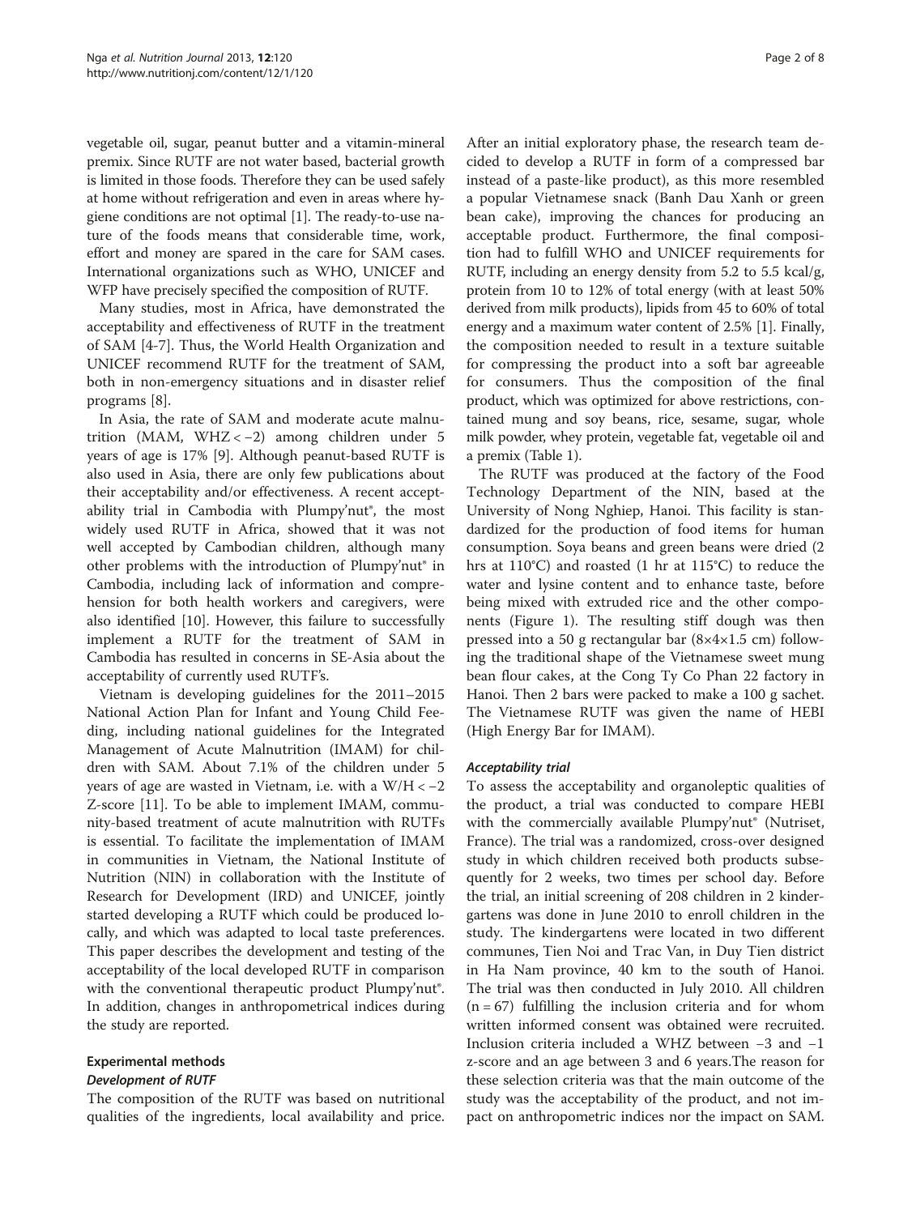vegetable oil, sugar, peanut butter and a vitamin-mineral premix. Since RUTF are not water based, bacterial growth is limited in those foods. Therefore they can be used safely at home without refrigeration and even in areas where hygiene conditions are not optimal [1]. The ready-to-use nature of the foods means that considerable time, work, effort and money are spared in the care for SAM cases. International organizations such as WHO, UNICEF and WFP have precisely specified the composition of RUTF.

Many studies, most in Africa, have demonstrated the acceptability and effectiveness of RUTF in the treatment of SAM [4-7]. Thus, the World Health Organization and UNICEF recommend RUTF for the treatment of SAM, both in non-emergency situations and in disaster relief programs [8].

In Asia, the rate of SAM and moderate acute malnutrition (MAM, WHZ < −2) among children under 5 years of age is 17% [9]. Although peanut-based RUTF is also used in Asia, there are only few publications about their acceptability and/or effectiveness. A recent acceptability trial in Cambodia with Plumpy'nut®, the most widely used RUTF in Africa, showed that it was not well accepted by Cambodian children, although many other problems with the introduction of Plumpy'nut® in Cambodia, including lack of information and comprehension for both health workers and caregivers, were also identified [10]. However, this failure to successfully implement a RUTF for the treatment of SAM in Cambodia has resulted in concerns in SE-Asia about the acceptability of currently used RUTF's.

Vietnam is developing guidelines for the 2011–2015 National Action Plan for Infant and Young Child Feeding, including national guidelines for the Integrated Management of Acute Malnutrition (IMAM) for children with SAM. About 7.1% of the children under 5 years of age are wasted in Vietnam, i.e. with a W/H < −2 Z-score [11]. To be able to implement IMAM, community-based treatment of acute malnutrition with RUTFs is essential. To facilitate the implementation of IMAM in communities in Vietnam, the National Institute of Nutrition (NIN) in collaboration with the Institute of Research for Development (IRD) and UNICEF, jointly started developing a RUTF which could be produced locally, and which was adapted to local taste preferences. This paper describes the development and testing of the acceptability of the local developed RUTF in comparison with the conventional therapeutic product Plumpy'nut®. In addition, changes in anthropometrical indices during the study are reported.

## Experimental methods

### *Development of RUTF*

The composition of the RUTF was based on nutritional qualities of the ingredients, local availability and price. After an initial exploratory phase, the research team decided to develop a RUTF in form of a compressed bar instead of a paste-like product), as this more resembled a popular Vietnamese snack (Banh Dau Xanh or green bean cake), improving the chances for producing an acceptable product. Furthermore, the final composition had to fulfill WHO and UNICEF requirements for RUTF, including an energy density from 5.2 to 5.5 kcal/g, protein from 10 to 12% of total energy (with at least 50% derived from milk products), lipids from 45 to 60% of total energy and a maximum water content of 2.5% [1]. Finally, the composition needed to result in a texture suitable for compressing the product into a soft bar agreeable for consumers. Thus the composition of the final product, which was optimized for above restrictions, contained mung and soy beans, rice, sesame, sugar, whole milk powder, whey protein, vegetable fat, vegetable oil and a premix (Table 1).

The RUTF was produced at the factory of the Food Technology Department of the NIN, based at the University of Nong Nghiep, Hanoi. This facility is standardized for the production of food items for human consumption. Soya beans and green beans were dried (2 hrs at 110°C) and roasted (1 hr at 115°C) to reduce the water and lysine content and to enhance taste, before being mixed with extruded rice and the other components (Figure 1). The resulting stiff dough was then pressed into a 50 g rectangular bar (8×4×1.5 cm) following the traditional shape of the Vietnamese sweet mung bean flour cakes, at the Cong Ty Co Phan 22 factory in Hanoi. Then 2 bars were packed to make a 100 g sachet. The Vietnamese RUTF was given the name of HEBI (High Energy Bar for IMAM).

### *Acceptability trial*

To assess the acceptability and organoleptic qualities of the product, a trial was conducted to compare HEBI with the commercially available Plumpy'nut® (Nutriset, France). The trial was a randomized, cross-over designed study in which children received both products subsequently for 2 weeks, two times per school day. Before the trial, an initial screening of 208 children in 2 kindergartens was done in June 2010 to enroll children in the study. The kindergartens were located in two different communes, Tien Noi and Trac Van, in Duy Tien district in Ha Nam province, 40 km to the south of Hanoi. The trial was then conducted in July 2010. All children (n = 67) fulfilling the inclusion criteria and for whom written informed consent was obtained were recruited. Inclusion criteria included a WHZ between −3 and −1 z-score and an age between 3 and 6 years.The reason for these selection criteria was that the main outcome of the study was the acceptability of the product, and not impact on anthropometric indices nor the impact on SAM.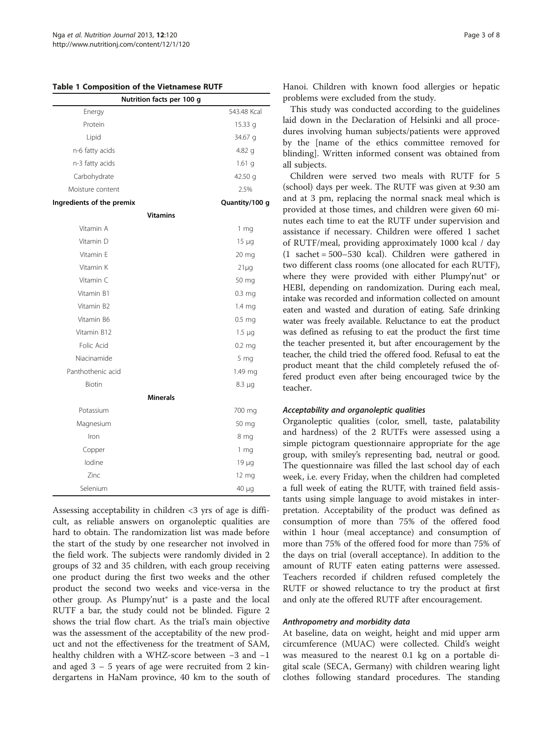**Table 1 Composition of the Vietnamese RUTF**

| Nutrition facts per 100 g | |
|---|---|
| Energy | 543.48 Kcal |
| Protein | 15.33 g |
| Lipid | 34.67 g |
| n-6 fatty acids | 4.82 g |
| n-3 fatty acids | 1.61 g |
| Carbohydrate | 42.50 g |
| Moisture content | 2.5% |
| **Ingredients of the premix** | **Quantity/100 g** |
| **Vitamins** | |
| Vitamin A | 1 mg |
| Vitamin D | 15 μg |
| Vitamin E | 20 mg |
| Vitamin K | 21μg |
| Vitamin C | 50 mg |
| Vitamin B1 | 0.3 mg |
| Vitamin B2 | 1.4 mg |
| Vitamin B6 | 0.5 mg |
| Vitamin B12 | 1.5 μg |
| Folic Acid | 0.2 mg |
| Niacinamide | 5 mg |
| Panthothenic acid | 1.49 mg |
| Biotin | 8.3 μg |
| **Minerals** | |
| Potassium | 700 mg |
| Magnesium | 50 mg |
| Iron | 8 mg |
| Copper | 1 mg |
| Iodine | 19 μg |
| Zinc | 12 mg |
| Selenium | 40 μg |

Assessing acceptability in children <3 yrs of age is difficult, as reliable answers on organoleptic qualities are hard to obtain. The randomization list was made before the start of the study by one researcher not involved in the field work. The subjects were randomly divided in 2 groups of 32 and 35 children, with each group receiving one product during the first two weeks and the other product the second two weeks and vice-versa in the other group. As Plumpy'nut® is a paste and the local RUTF a bar, the study could not be blinded. Figure 2 shows the trial flow chart. As the trial's main objective was the assessment of the acceptability of the new product and not the effectiveness for the treatment of SAM, healthy children with a WHZ-score between −3 and −1 and aged 3 – 5 years of age were recruited from 2 kindergartens in HaNam province, 40 km to the south of Hanoi. Children with known food allergies or hepatic problems were excluded from the study.

This study was conducted according to the guidelines laid down in the Declaration of Helsinki and all procedures involving human subjects/patients were approved by the [name of the ethics committee removed for blinding]. Written informed consent was obtained from all subjects.

Children were served two meals with RUTF for 5 (school) days per week. The RUTF was given at 9:30 am and at 3 pm, replacing the normal snack meal which is provided at those times, and children were given 60 minutes each time to eat the RUTF under supervision and assistance if necessary. Children were offered 1 sachet of RUTF/meal, providing approximately 1000 kcal / day (1 sachet = 500–530 kcal). Children were gathered in two different class rooms (one allocated for each RUTF), where they were provided with either Plumpy'nut® or HEBI, depending on randomization. During each meal, intake was recorded and information collected on amount eaten and wasted and duration of eating. Safe drinking water was freely available. Reluctance to eat the product was defined as refusing to eat the product the first time the teacher presented it, but after encouragement by the teacher, the child tried the offered food. Refusal to eat the product meant that the child completely refused the offered product even after being encouraged twice by the teacher.

#### *Acceptability and organoleptic qualities*

Organoleptic qualities (color, smell, taste, palatability and hardness) of the 2 RUTFs were assessed using a simple pictogram questionnaire appropriate for the age group, with smiley's representing bad, neutral or good. The questionnaire was filled the last school day of each week, i.e. every Friday, when the children had completed a full week of eating the RUTF, with trained field assistants using simple language to avoid mistakes in interpretation. Acceptability of the product was defined as consumption of more than 75% of the offered food within 1 hour (meal acceptance) and consumption of more than 75% of the offered food for more than 75% of the days on trial (overall acceptance). In addition to the amount of RUTF eaten eating patterns were assessed. Teachers recorded if children refused completely the RUTF or showed reluctance to try the product at first and only ate the offered RUTF after encouragement.

#### *Anthropometry and morbidity data*

At baseline, data on weight, height and mid upper arm circumference (MUAC) were collected. Child's weight was measured to the nearest 0.1 kg on a portable digital scale (SECA, Germany) with children wearing light clothes following standard procedures. The standing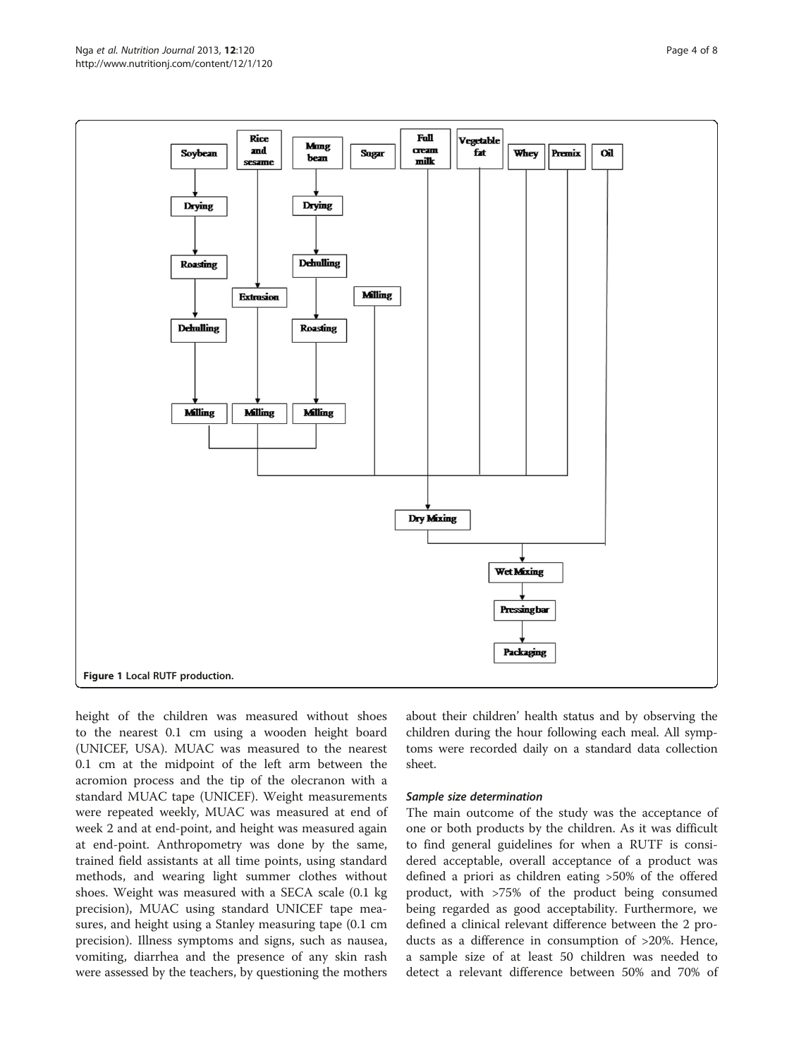Figure 1 Local RUTF production.

height of the children was measured without shoes to the nearest 0.1 cm using a wooden height board (UNICEF, USA). MUAC was measured to the nearest 0.1 cm at the midpoint of the left arm between the acromion process and the tip of the olecranon with a standard MUAC tape (UNICEF). Weight measurements were repeated weekly, MUAC was measured at end of week 2 and at end-point, and height was measured again at end-point. Anthropometry was done by the same, trained field assistants at all time points, using standard methods, and wearing light summer clothes without shoes. Weight was measured with a SECA scale (0.1 kg precision), MUAC using standard UNICEF tape measures, and height using a Stanley measuring tape (0.1 cm precision). Illness symptoms and signs, such as nausea, vomiting, diarrhea and the presence of any skin rash were assessed by the teachers, by questioning the mothers about their children' health status and by observing the children during the hour following each meal. All symptoms were recorded daily on a standard data collection sheet.

### *Sample size determination*

The main outcome of the study was the acceptance of one or both products by the children. As it was difficult to find general guidelines for when a RUTF is considered acceptable, overall acceptance of a product was defined a priori as children eating >50% of the offered product, with >75% of the product being consumed being regarded as good acceptability. Furthermore, we defined a clinical relevant difference between the 2 products as a difference in consumption of >20%. Hence, a sample size of at least 50 children was needed to detect a relevant difference between 50% and 70% of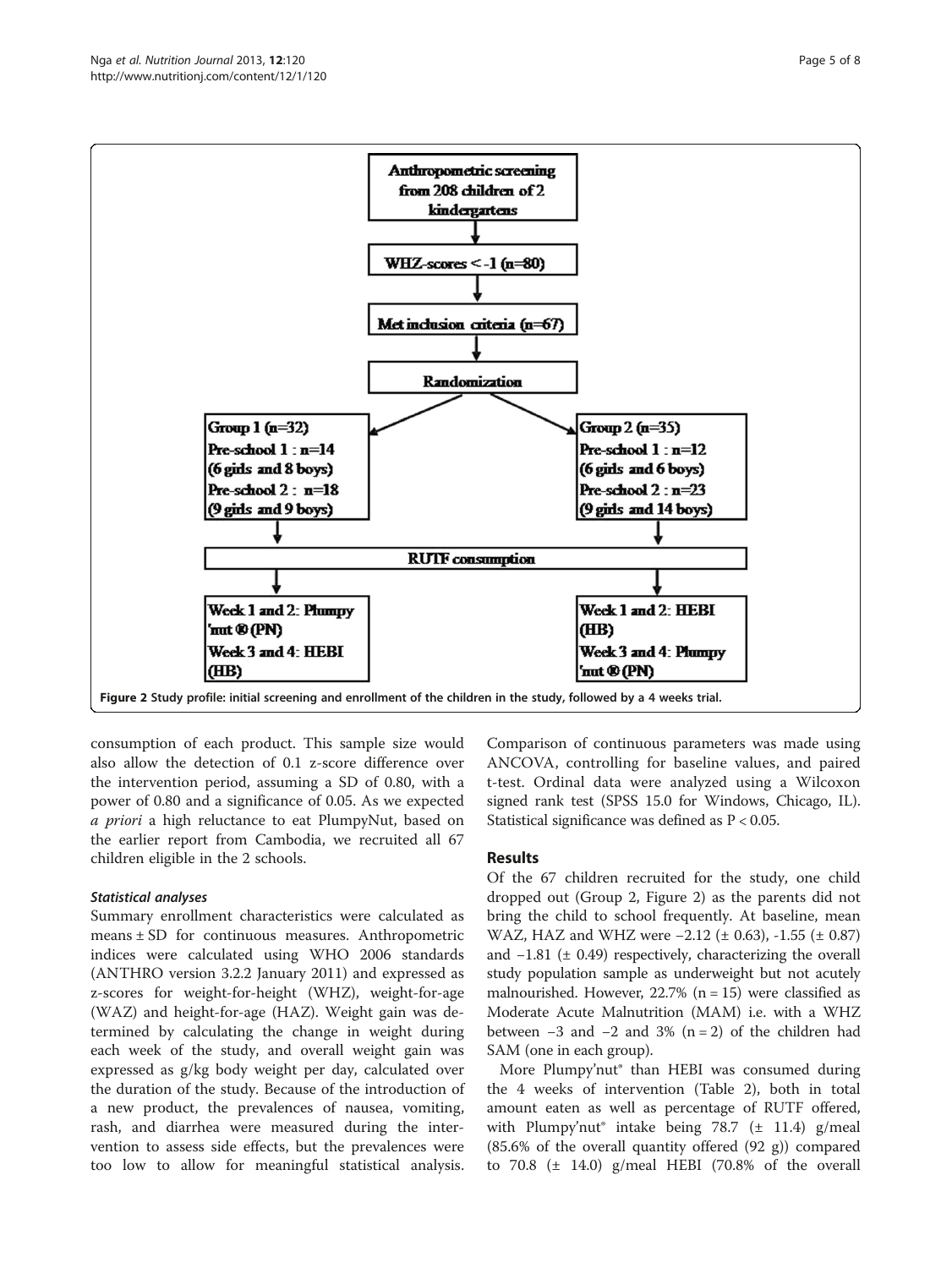Anthropometric screening from 208 children of 2 kindergartens

WHZ-scores < -1 (n=80)

Met inclusion criteria (n=67)

Randomization

Group 1 (n=32)
Pre-school 1 : n=14
(6 girls and 8 boys)
Pre-school 2 : n=18
(9 girls and 9 boys)

Group 2 (n=35)
Pre-school 1 : n=12
(6 girls and 6 boys)
Pre-school 2 : n=23
(9 girls and 14 boys)

RUTF consumption

Week 1 and 2: Plumpy 'nut ® (PN)
Week 3 and 4: HEBI (HB)

Week 1 and 2: HEBI (HB)
Week 3 and 4: Plumpy 'nut ® (PN)

**Figure 2** Study profile: initial screening and enrollment of the children in the study, followed by a 4 weeks trial.

consumption of each product. This sample size would also allow the detection of 0.1 z-score difference over the intervention period, assuming a SD of 0.80, with a power of 0.80 and a significance of 0.05. As we expected *a priori* a high reluctance to eat PlumpyNut, based on the earlier report from Cambodia, we recruited all 67 children eligible in the 2 schools.

### *Statistical analyses*

Summary enrollment characteristics were calculated as means ± SD for continuous measures. Anthropometric indices were calculated using WHO 2006 standards (ANTHRO version 3.2.2 January 2011) and expressed as z-scores for weight-for-height (WHZ), weight-for-age (WAZ) and height-for-age (HAZ). Weight gain was determined by calculating the change in weight during each week of the study, and overall weight gain was expressed as g/kg body weight per day, calculated over the duration of the study. Because of the introduction of a new product, the prevalences of nausea, vomiting, rash, and diarrhea were measured during the intervention to assess side effects, but the prevalences were too low to allow for meaningful statistical analysis. Comparison of continuous parameters was made using ANCOVA, controlling for baseline values, and paired t-test. Ordinal data were analyzed using a Wilcoxon signed rank test (SPSS 15.0 for Windows, Chicago, IL). Statistical significance was defined as $P < 0.05$.

## Results

Of the 67 children recruited for the study, one child dropped out (Group 2, Figure 2) as the parents did not bring the child to school frequently. At baseline, mean WAZ, HAZ and WHZ were −2.12 (± 0.63), -1.55 (± 0.87) and −1.81 (± 0.49) respectively, characterizing the overall study population sample as underweight but not acutely malnourished. However, 22.7% (n = 15) were classified as Moderate Acute Malnutrition (MAM) i.e. with a WHZ between −3 and −2 and 3% (n = 2) of the children had SAM (one in each group).

More Plumpy'nut® than HEBI was consumed during the 4 weeks of intervention (Table 2), both in total amount eaten as well as percentage of RUTF offered, with Plumpy'nut® intake being 78.7 (± 11.4) g/meal (85.6% of the overall quantity offered (92 g)) compared to 70.8 (± 14.0) g/meal HEBI (70.8% of the overall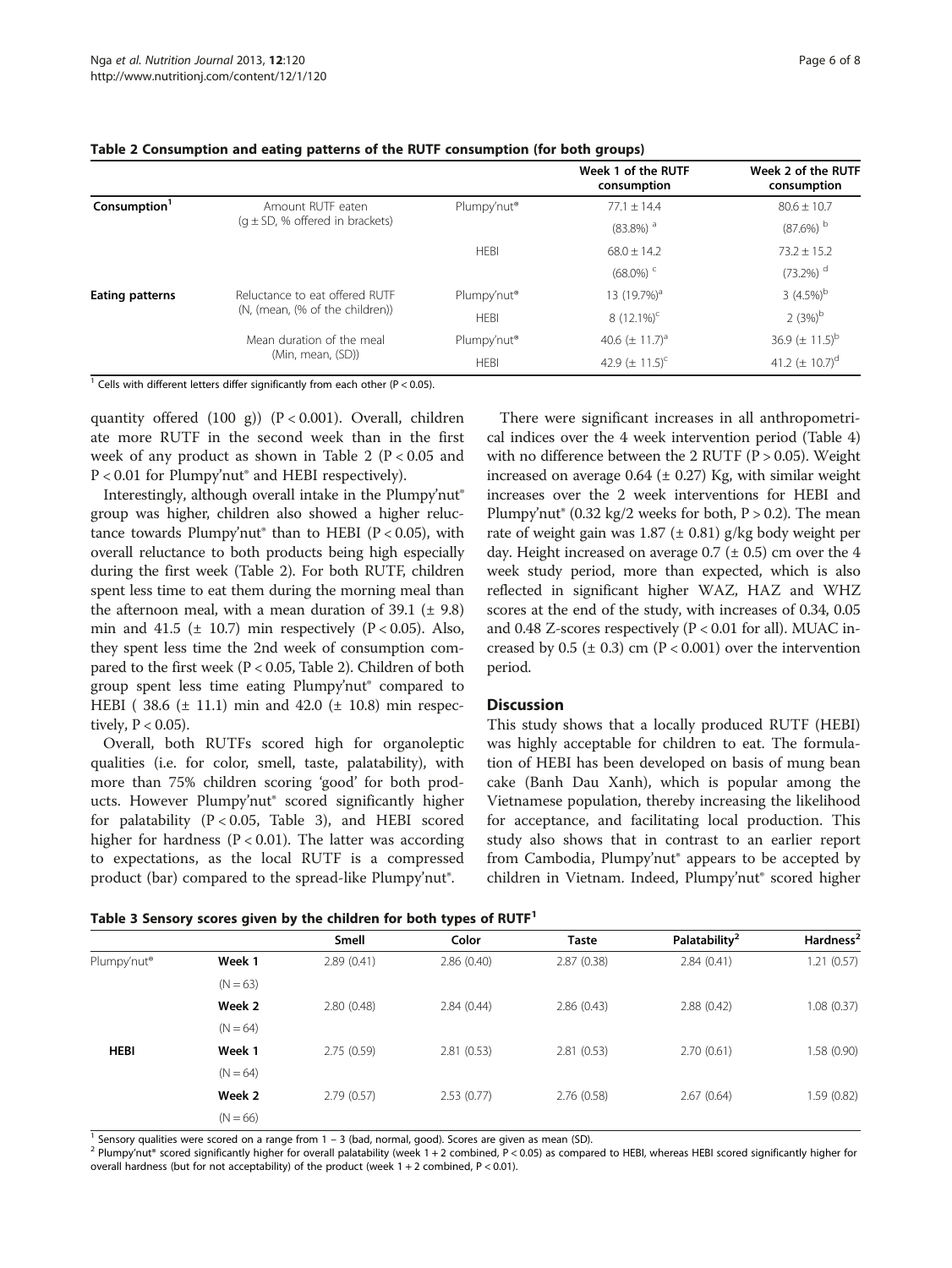**Table 2 Consumption and eating patterns of the RUTF consumption (for both groups)**

| | | | Week 1 of the RUTF consumption | Week 2 of the RUTF consumption |
|---|---|---|---|---|
| **Consumption[1]** | Amount RUTF eaten (g ± SD, % offered in brackets) | Plumpy'nut® | 77.1 ± 14.4 (83.8%) [a] | 80.6 ± 10.7 (87.6%) [b] |
| | | HEBI | 68.0 ± 14.2 (68.0%) [c] | 73.2 ± 15.2 (73.2%) [d] |
| **Eating patterns** | Reluctance to eat offered RUTF (N, (mean, (% of the children)) | Plumpy'nut® | 13 (19.7%)[a] | 3 (4.5%)[b] |
| | | HEBI | 8 (12.1%)[c] | 2 (3%)[b] |
| | Mean duration of the meal (Min, mean, (SD)) | Plumpy'nut® | 40.6 (± 11.7)[a] | 36.9 (± 11.5)[b] |
| | | HEBI | 42.9 (± 11.5)[c] | 41.2 (± 10.7)[d] |

[1] Cells with different letters differ significantly from each other ($P < 0.05$).

quantity offered (100 g)) ($P < 0.001$). Overall, children ate more RUTF in the second week than in the first week of any product as shown in Table 2 ($P < 0.05$ and $P < 0.01$ for Plumpy'nut® and HEBI respectively).

Interestingly, although overall intake in the Plumpy'nut® group was higher, children also showed a higher reluctance towards Plumpy'nut® than to HEBI ($P < 0.05$), with overall reluctance to both products being high especially during the first week (Table 2). For both RUTF, children spent less time to eat them during the morning meal than the afternoon meal, with a mean duration of 39.1 (± 9.8) min and 41.5 (± 10.7) min respectively ($P < 0.05$). Also, they spent less time the 2nd week of consumption compared to the first week ($P < 0.05$, Table 2). Children of both group spent less time eating Plumpy'nut® compared to HEBI ( 38.6 (± 11.1) min and 42.0 (± 10.8) min respectively, $P < 0.05$).

Overall, both RUTFs scored high for organoleptic qualities (i.e. for color, smell, taste, palatability), with more than 75% children scoring 'good' for both products. However Plumpy'nut® scored significantly higher for palatability ($P < 0.05$, Table 3), and HEBI scored higher for hardness ($P < 0.01$). The latter was according to expectations, as the local RUTF is a compressed product (bar) compared to the spread-like Plumpy'nut®.

There were significant increases in all anthropometrical indices over the 4 week intervention period (Table 4) with no difference between the 2 RUTF ($P > 0.05$). Weight increased on average 0.64 (± 0.27) Kg, with similar weight increases over the 2 week interventions for HEBI and Plumpy'nut® (0.32 kg/2 weeks for both, $P > 0.2$). The mean rate of weight gain was 1.87 (± 0.81) g/kg body weight per day. Height increased on average 0.7 (± 0.5) cm over the 4 week study period, more than expected, which is also reflected in significant higher WAZ, HAZ and WHZ scores at the end of the study, with increases of 0.34, 0.05 and 0.48 Z-scores respectively ($P < 0.01$ for all). MUAC increased by 0.5 (± 0.3) cm ($P < 0.001$) over the intervention period.

## Discussion

This study shows that a locally produced RUTF (HEBI) was highly acceptable for children to eat. The formulation of HEBI has been developed on basis of mung bean cake (Banh Dau Xanh), which is popular among the Vietnamese population, thereby increasing the likelihood for acceptance, and facilitating local production. This study also shows that in contrast to an earlier report from Cambodia, Plumpy'nut® appears to be accepted by children in Vietnam. Indeed, Plumpy'nut® scored higher

**Table 3 Sensory scores given by the children for both types of RUTF[1]**

| | | Smell | Color | Taste | Palatability[2] | Hardness[2] |
|---|---|---|---|---|---|---|
| Plumpy'nut® | **Week 1** (N = 63) | 2.89 (0.41) | 2.86 (0.40) | 2.87 (0.38) | 2.84 (0.41) | 1.21 (0.57) |
| | **Week 2** (N = 64) | 2.80 (0.48) | 2.84 (0.44) | 2.86 (0.43) | 2.88 (0.42) | 1.08 (0.37) |
| **HEBI** | **Week 1** (N = 64) | 2.75 (0.59) | 2.81 (0.53) | 2.81 (0.53) | 2.70 (0.61) | 1.58 (0.90) |
| | **Week 2** (N = 66) | 2.79 (0.57) | 2.53 (0.77) | 2.76 (0.58) | 2.67 (0.64) | 1.59 (0.82) |

[1] Sensory qualities were scored on a range from 1 – 3 (bad, normal, good). Scores are given as mean (SD).
[2] Plumpy'nut® scored significantly higher for overall palatability (week 1 + 2 combined, $P < 0.05$) as compared to HEBI, whereas HEBI scored significantly higher for overall hardness (but for not acceptability) of the product (week 1 + 2 combined, $P < 0.01$).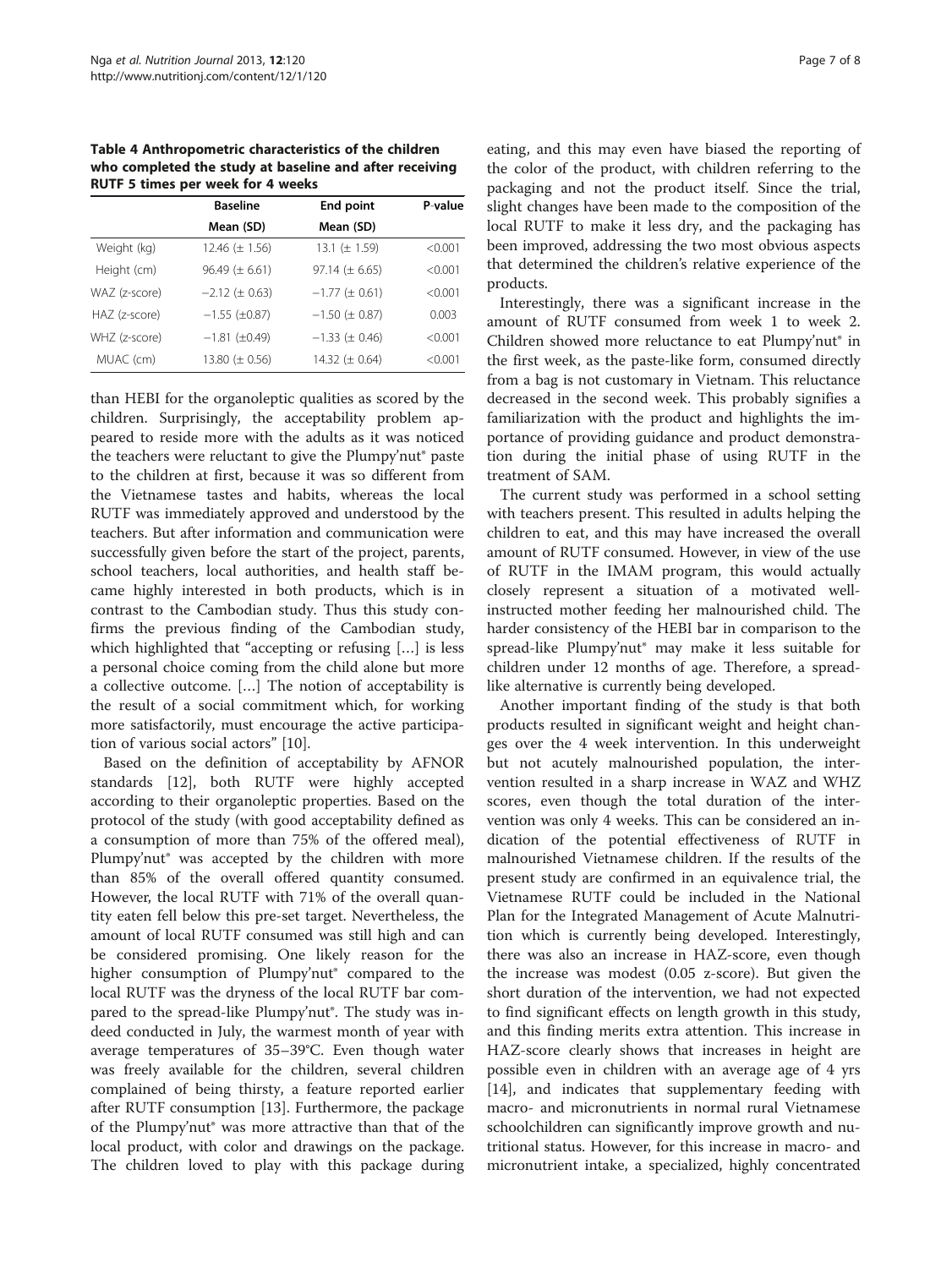**Table 4 Anthropometric characteristics of the children who completed the study at baseline and after receiving RUTF 5 times per week for 4 weeks**

| | Baseline | End point | P-value |
|---|---|---|---|
| | Mean (SD) | Mean (SD) | |
| Weight (kg) | 12.46 (± 1.56) | 13.1 (± 1.59) | <0.001 |
| Height (cm) | 96.49 (± 6.61) | 97.14 (± 6.65) | <0.001 |
| WAZ (z-score) | −2.12 (± 0.63) | −1.77 (± 0.61) | <0.001 |
| HAZ (z-score) | −1.55 (±0.87) | −1.50 (± 0.87) | 0.003 |
| WHZ (z-score) | −1.81 (±0.49) | −1.33 (± 0.46) | <0.001 |
| MUAC (cm) | 13.80 (± 0.56) | 14.32 (± 0.64) | <0.001 |

than HEBI for the organoleptic qualities as scored by the children. Surprisingly, the acceptability problem appeared to reside more with the adults as it was noticed the teachers were reluctant to give the Plumpy'nut® paste to the children at first, because it was so different from the Vietnamese tastes and habits, whereas the local RUTF was immediately approved and understood by the teachers. But after information and communication were successfully given before the start of the project, parents, school teachers, local authorities, and health staff became highly interested in both products, which is in contrast to the Cambodian study. Thus this study confirms the previous finding of the Cambodian study, which highlighted that "accepting or refusing […] is less a personal choice coming from the child alone but more a collective outcome. […] The notion of acceptability is the result of a social commitment which, for working more satisfactorily, must encourage the active participation of various social actors" [10].

Based on the definition of acceptability by AFNOR standards [12], both RUTF were highly accepted according to their organoleptic properties. Based on the protocol of the study (with good acceptability defined as a consumption of more than 75% of the offered meal), Plumpy'nut® was accepted by the children with more than 85% of the overall offered quantity consumed. However, the local RUTF with 71% of the overall quantity eaten fell below this pre-set target. Nevertheless, the amount of local RUTF consumed was still high and can be considered promising. One likely reason for the higher consumption of Plumpy'nut® compared to the local RUTF was the dryness of the local RUTF bar compared to the spread-like Plumpy'nut®. The study was indeed conducted in July, the warmest month of year with average temperatures of 35–39°C. Even though water was freely available for the children, several children complained of being thirsty, a feature reported earlier after RUTF consumption [13]. Furthermore, the package of the Plumpy'nut® was more attractive than that of the local product, with color and drawings on the package. The children loved to play with this package during eating, and this may even have biased the reporting of the color of the product, with children referring to the packaging and not the product itself. Since the trial, slight changes have been made to the composition of the local RUTF to make it less dry, and the packaging has been improved, addressing the two most obvious aspects that determined the children's relative experience of the products.

Interestingly, there was a significant increase in the amount of RUTF consumed from week 1 to week 2. Children showed more reluctance to eat Plumpy'nut® in the first week, as the paste-like form, consumed directly from a bag is not customary in Vietnam. This reluctance decreased in the second week. This probably signifies a familiarization with the product and highlights the importance of providing guidance and product demonstration during the initial phase of using RUTF in the treatment of SAM.

The current study was performed in a school setting with teachers present. This resulted in adults helping the children to eat, and this may have increased the overall amount of RUTF consumed. However, in view of the use of RUTF in the IMAM program, this would actually closely represent a situation of a motivated well-instructed mother feeding her malnourished child. The harder consistency of the HEBI bar in comparison to the spread-like Plumpy'nut® may make it less suitable for children under 12 months of age. Therefore, a spread-like alternative is currently being developed.

Another important finding of the study is that both products resulted in significant weight and height changes over the 4 week intervention. In this underweight but not acutely malnourished population, the intervention resulted in a sharp increase in WAZ and WHZ scores, even though the total duration of the intervention was only 4 weeks. This can be considered an indication of the potential effectiveness of RUTF in malnourished Vietnamese children. If the results of the present study are confirmed in an equivalence trial, the Vietnamese RUTF could be included in the National Plan for the Integrated Management of Acute Malnutrition which is currently being developed. Interestingly, there was also an increase in HAZ-score, even though the increase was modest (0.05 z-score). But given the short duration of the intervention, we had not expected to find significant effects on length growth in this study, and this finding merits extra attention. This increase in HAZ-score clearly shows that increases in height are possible even in children with an average age of 4 yrs [14], and indicates that supplementary feeding with macro- and micronutrients in normal rural Vietnamese schoolchildren can significantly improve growth and nutritional status. However, for this increase in macro- and micronutrient intake, a specialized, highly concentrated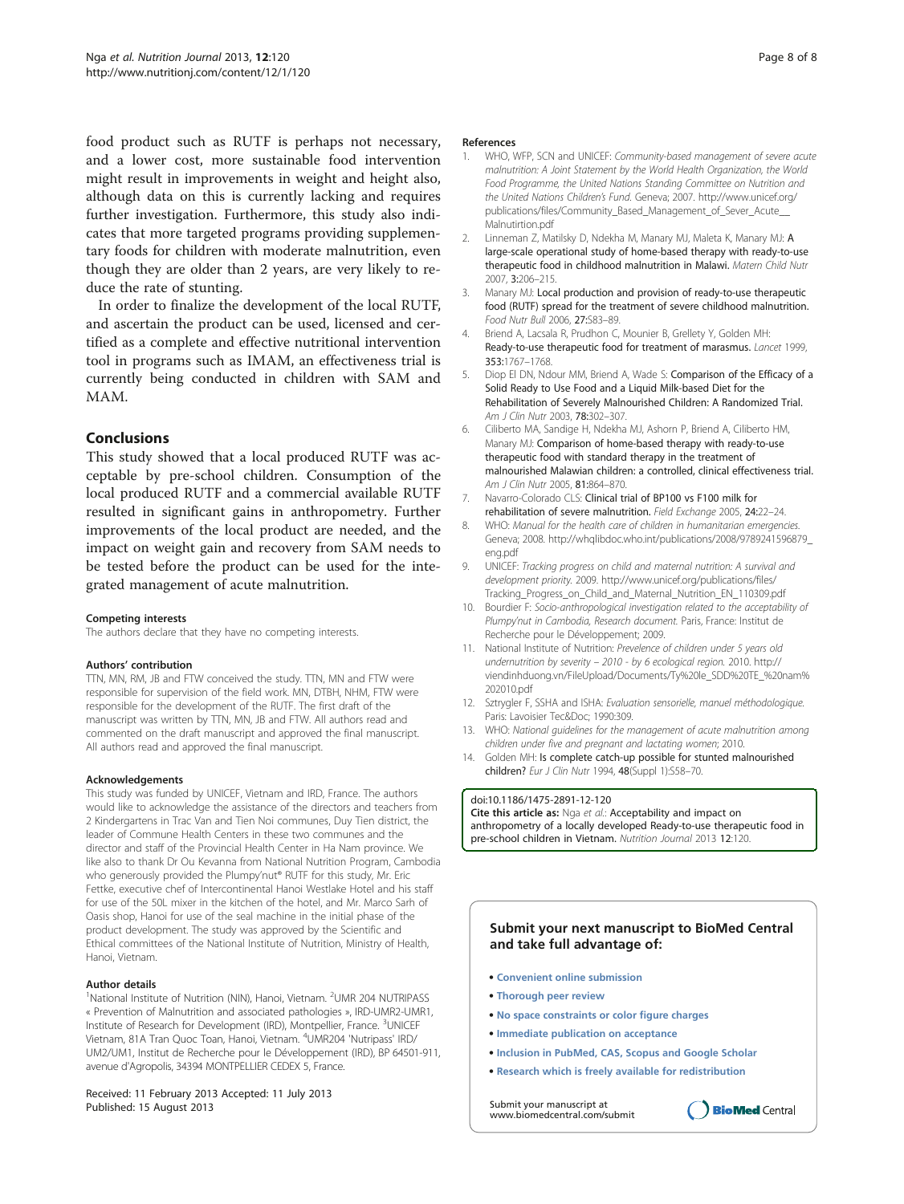food product such as RUTF is perhaps not necessary, and a lower cost, more sustainable food intervention might result in improvements in weight and height also, although data on this is currently lacking and requires further investigation. Furthermore, this study also indicates that more targeted programs providing supplementary foods for children with moderate malnutrition, even though they are older than 2 years, are very likely to reduce the rate of stunting.

In order to finalize the development of the local RUTF, and ascertain the product can be used, licensed and certified as a complete and effective nutritional intervention tool in programs such as IMAM, an effectiveness trial is currently being conducted in children with SAM and MAM.

## Conclusions

This study showed that a local produced RUTF was acceptable by pre-school children. Consumption of the local produced RUTF and a commercial available RUTF resulted in significant gains in anthropometry. Further improvements of the local product are needed, and the impact on weight gain and recovery from SAM needs to be tested before the product can be used for the integrated management of acute malnutrition.

#### Competing interests

The authors declare that they have no competing interests.

#### Authors' contribution

TTN, MN, RM, JB and FTW conceived the study. TTN, MN and FTW were responsible for supervision of the field work. MN, DTBH, NHM, FTW were responsible for the development of the RUTF. The first draft of the manuscript was written by TTN, MN, JB and FTW. All authors read and commented on the draft manuscript and approved the final manuscript. All authors read and approved the final manuscript.

#### Acknowledgements

This study was funded by UNICEF, Vietnam and IRD, France. The authors would like to acknowledge the assistance of the directors and teachers from 2 Kindergartens in Trac Van and Tien Noi communes, Duy Tien district, the leader of Commune Health Centers in these two communes and the director and staff of the Provincial Health Center in Ha Nam province. We like also to thank Dr Ou Kevanna from National Nutrition Program, Cambodia who generously provided the Plumpy'nut® RUTF for this study, Mr. Eric Fettke, executive chef of Intercontinental Hanoi Westlake Hotel and his staff for use of the 50L mixer in the kitchen of the hotel, and Mr. Marco Sarh of Oasis shop, Hanoi for use of the seal machine in the initial phase of the product development. The study was approved by the Scientific and Ethical committees of the National Institute of Nutrition, Ministry of Health, Hanoi, Vietnam.

#### Author details

[1]National Institute of Nutrition (NIN), Hanoi, Vietnam. [2]UMR 204 NUTRIPASS « Prevention of Malnutrition and associated pathologies », IRD-UMR2-UMR1, Institute of Research for Development (IRD), Montpellier, France. [3]UNICEF Vietnam, 81A Tran Quoc Toan, Hanoi, Vietnam. [4]UMR204 'Nutripass' IRD/UM2/UM1, Institut de Recherche pour le Développement (IRD), BP 64501-911, avenue d'Agropolis, 34394 MONTPELLIER CEDEX 5, France.

Received: 11 February 2013 Accepted: 11 July 2013
Published: 15 August 2013

#### References

1. WHO, WFP, SCN and UNICEF: *Community-based management of severe acute malnutrition: A Joint Statement by the World Health Organization, the World Food Programme, the United Nations Standing Committee on Nutrition and the United Nations Children's Fund.* Geneva; 2007. http://www.unicef.org/publications/files/Community_Based_Management_of_Sever_Acute__Malnutirtion.pdf
2. Linneman Z, Matilsky D, Ndekha M, Manary MJ, Maleta K, Manary MJ: **A large-scale operational study of home-based therapy with ready-to-use therapeutic food in childhood malnutrition in Malawi.** *Matern Child Nutr* 2007, **3:**206–215.
3. Manary MJ: **Local production and provision of ready-to-use therapeutic food (RUTF) spread for the treatment of severe childhood malnutrition.** *Food Nutr Bull* 2006, **27:**S83–89.
4. Briend A, Lacsala R, Prudhon C, Mounier B, Grellety Y, Golden MH: **Ready-to-use therapeutic food for treatment of marasmus.** *Lancet* 1999, **353:**1767–1768.
5. Diop El DN, Ndour MM, Briend A, Wade S: **Comparison of the Efficacy of a Solid Ready to Use Food and a Liquid Milk-based Diet for the Rehabilitation of Severely Malnourished Children: A Randomized Trial.** *Am J Clin Nutr* 2003, **78:**302–307.
6. Ciliberto MA, Sandige H, Ndekha MJ, Ashorn P, Briend A, Ciliberto HM, Manary MJ: **Comparison of home-based therapy with ready-to-use therapeutic food with standard therapy in the treatment of malnourished Malawian children: a controlled, clinical effectiveness trial.** *Am J Clin Nutr* 2005, **81:**864–870.
7. Navarro-Colorado CLS: **Clinical trial of BP100 vs F100 milk for rehabilitation of severe malnutrition.** *Field Exchange* 2005, **24:**22–24.
8. WHO: *Manual for the health care of children in humanitarian emergencies.* Geneva; 2008. http://whqlibdoc.who.int/publications/2008/9789241596879_eng.pdf
9. UNICEF: *Tracking progress on child and maternal nutrition: A survival and development priority.* 2009. http://www.unicef.org/publications/files/Tracking_Progress_on_Child_and_Maternal_Nutrition_EN_110309.pdf
10. Bourdier F: *Socio-anthropological investigation related to the acceptability of Plumpy'nut in Cambodia, Research document.* Paris, France: Institut de Recherche pour le Développement; 2009.
11. National Institute of Nutrition: *Prevelence of children under 5 years old undernutrition by severity – 2010 - by 6 ecological region.* 2010. http://viendinhduong.vn/FileUpload/Documents/Ty%20le_SDD%20TE_%20nam%202010.pdf
12. Sztrygler F, SSHA and ISHA: *Evaluation sensorielle, manuel méthodologique.* Paris: Lavoisier Tec&Doc; 1990:309.
13. WHO: *National guidelines for the management of acute malnutrition among children under five and pregnant and lactating women*; 2010.
14. Golden MH: **Is complete catch-up possible for stunted malnourished children?** *Eur J Clin Nutr* 1994, **48**(Suppl 1):S58–70.

doi:10.1186/1475-2891-12-120
**Cite this article as:** Nga *et al.*: Acceptability and impact on anthropometry of a locally developed Ready-to-use therapeutic food in pre-school children in Vietnam. *Nutrition Journal* 2013 **12**:120.